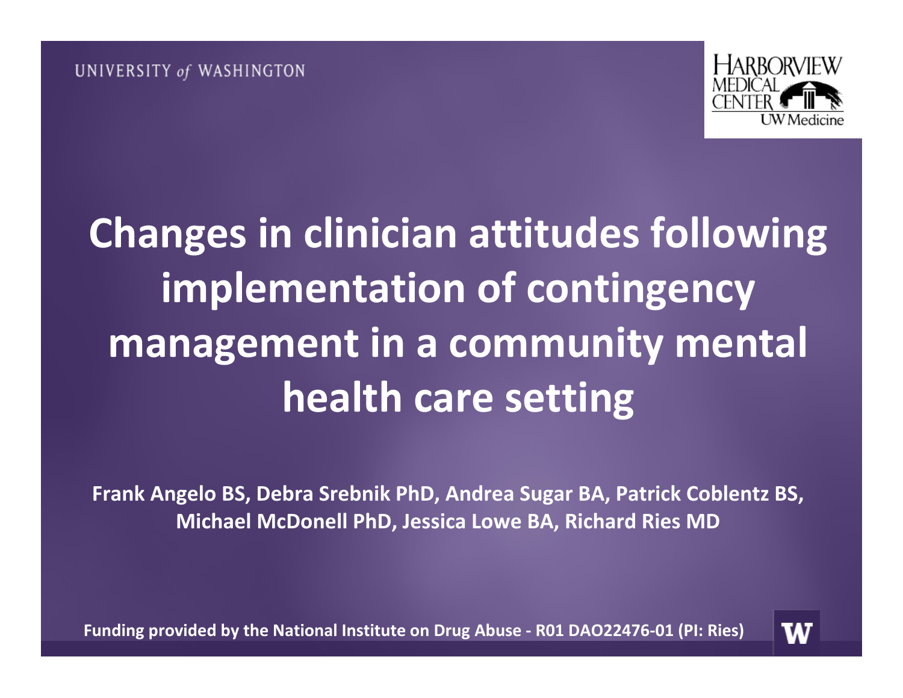UNIVERSITY of WASHINGTON

HARBORVIEW MEDICAL CENTER
UW Medicine

# Changes in clinician attitudes following implementation of contingency management in a community mental health care setting

**Frank Angelo BS, Debra Srebnik PhD, Andrea Sugar BA, Patrick Coblentz BS, Michael McDonell PhD, Jessica Lowe BA, Richard Ries MD**

**Funding provided by the National Institute on Drug Abuse - R01 DAO22476-01 (PI: Ries)**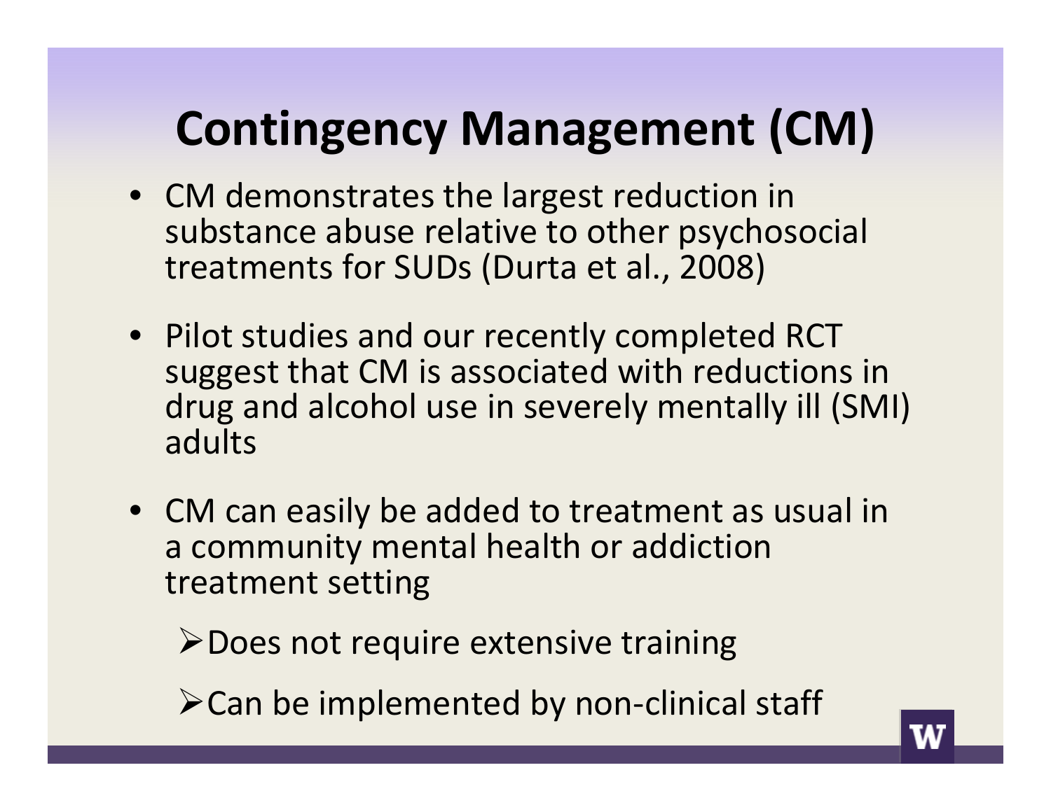# Contingency Management (CM)

- CM demonstrates the largest reduction in substance abuse relative to other psychosocial treatments for SUDs (Durta et al., 2008)
- Pilot studies and our recently completed RCT suggest that CM is associated with reductions in drug and alcohol use in severely mentally ill (SMI) adults
- CM can easily be added to treatment as usual in a community mental health or addiction treatment setting
  - Does not require extensive training
  - Can be implemented by non-clinical staff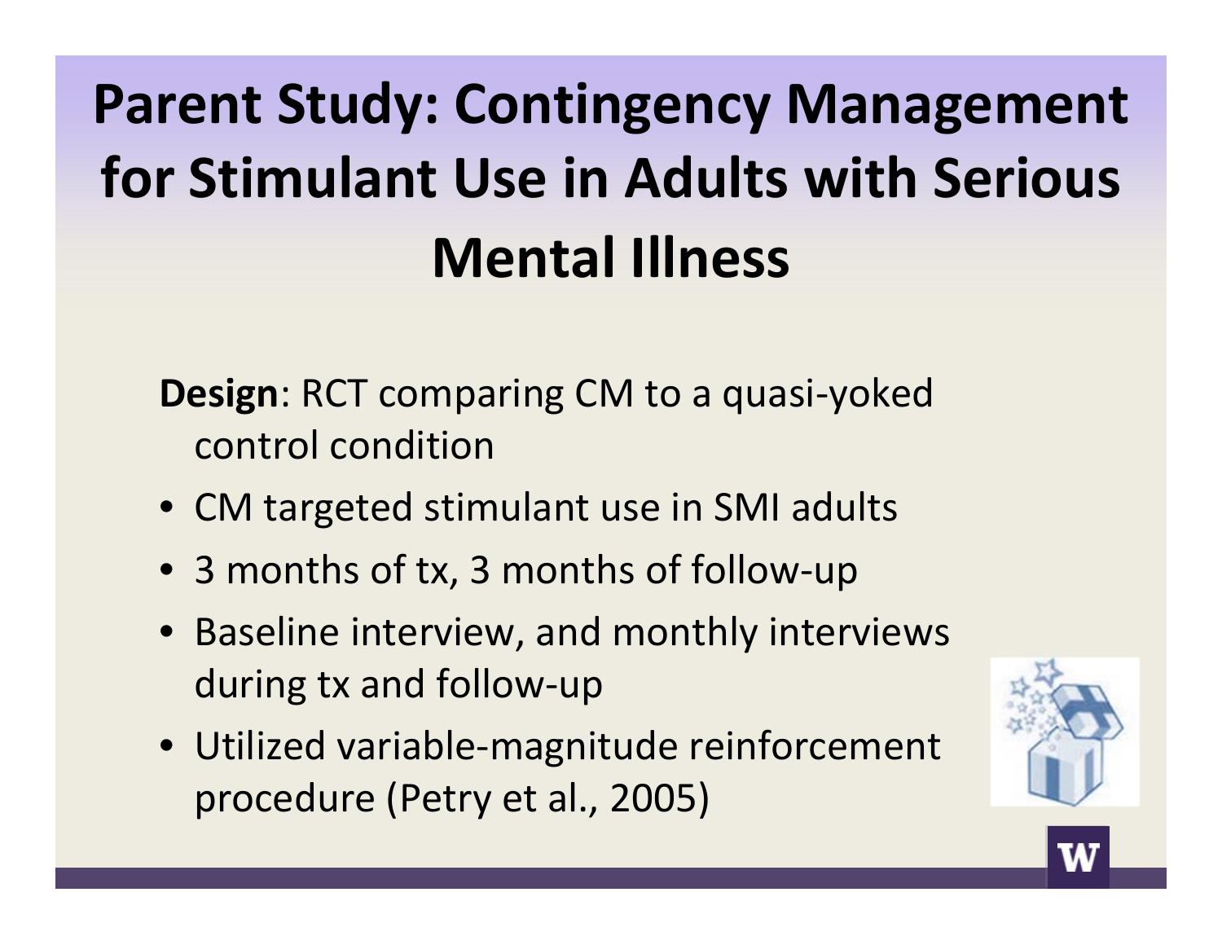# Parent Study: Contingency Management for Stimulant Use in Adults with Serious Mental Illness

**Design**: RCT comparing CM to a quasi-yoked control condition

- CM targeted stimulant use in SMI adults
- 3 months of tx, 3 months of follow-up
- Baseline interview, and monthly interviews during tx and follow-up
- Utilized variable-magnitude reinforcement procedure (Petry et al., 2005)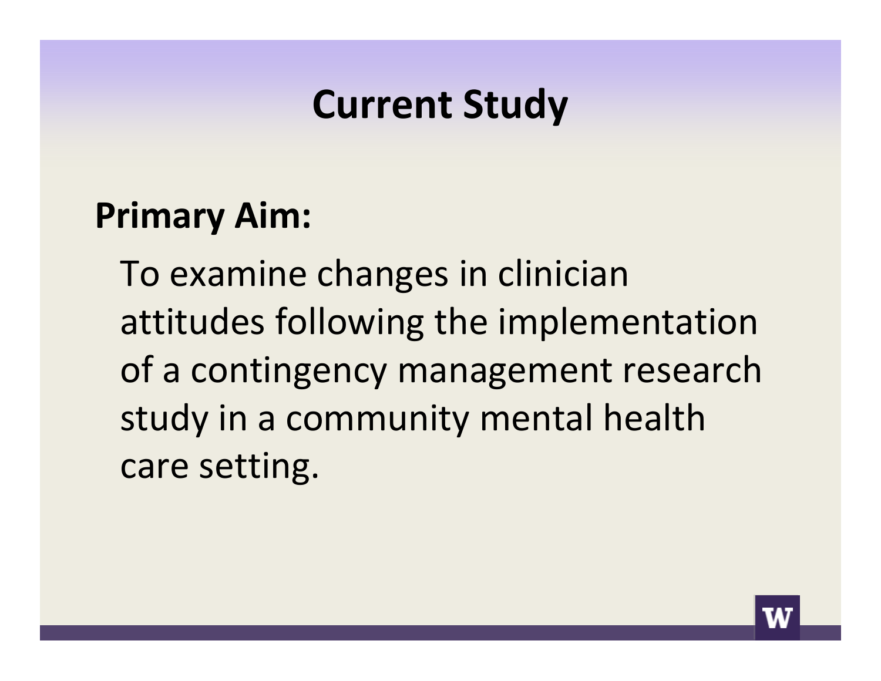# Current Study

**Primary Aim:**

To examine changes in clinician attitudes following the implementation of a contingency management research study in a community mental health care setting.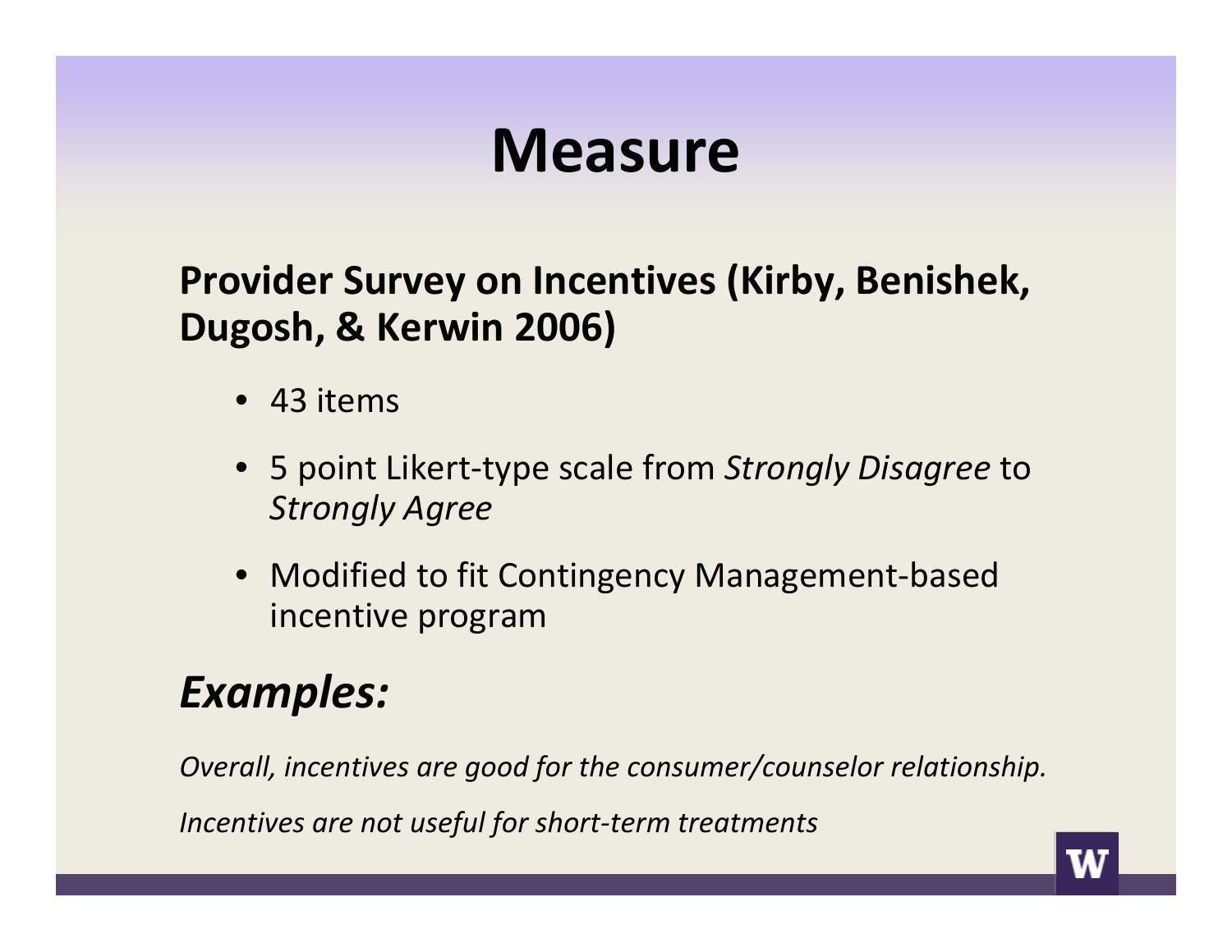# Measure

**Provider Survey on Incentives (Kirby, Benishek, Dugosh, & Kerwin 2006)**

- 43 items
- 5 point Likert-type scale from *Strongly Disagree* to *Strongly Agree*
- Modified to fit Contingency Management-based incentive program

## *Examples:*

*Overall, incentives are good for the consumer/counselor relationship.*

*Incentives are not useful for short-term treatments*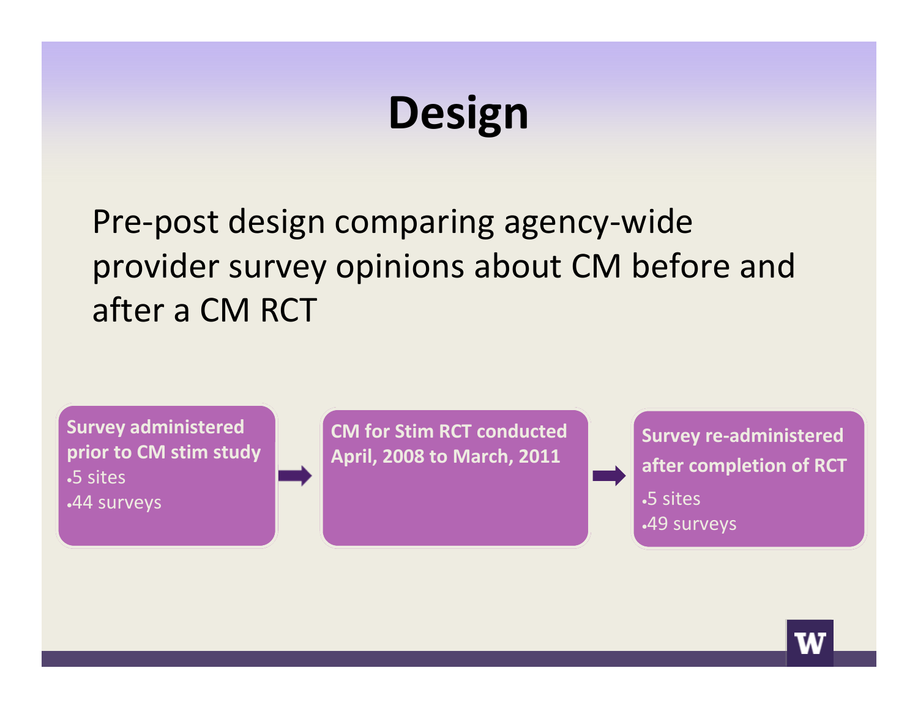# Design

Pre-post design comparing agency-wide provider survey opinions about CM before and after a CM RCT

**Survey administered prior to CM stim study**
- 5 sites
- 44 surveys

→

**CM for Stim RCT conducted April, 2008 to March, 2011**

→

**Survey re-administered after completion of RCT**
- 5 sites
- 49 surveys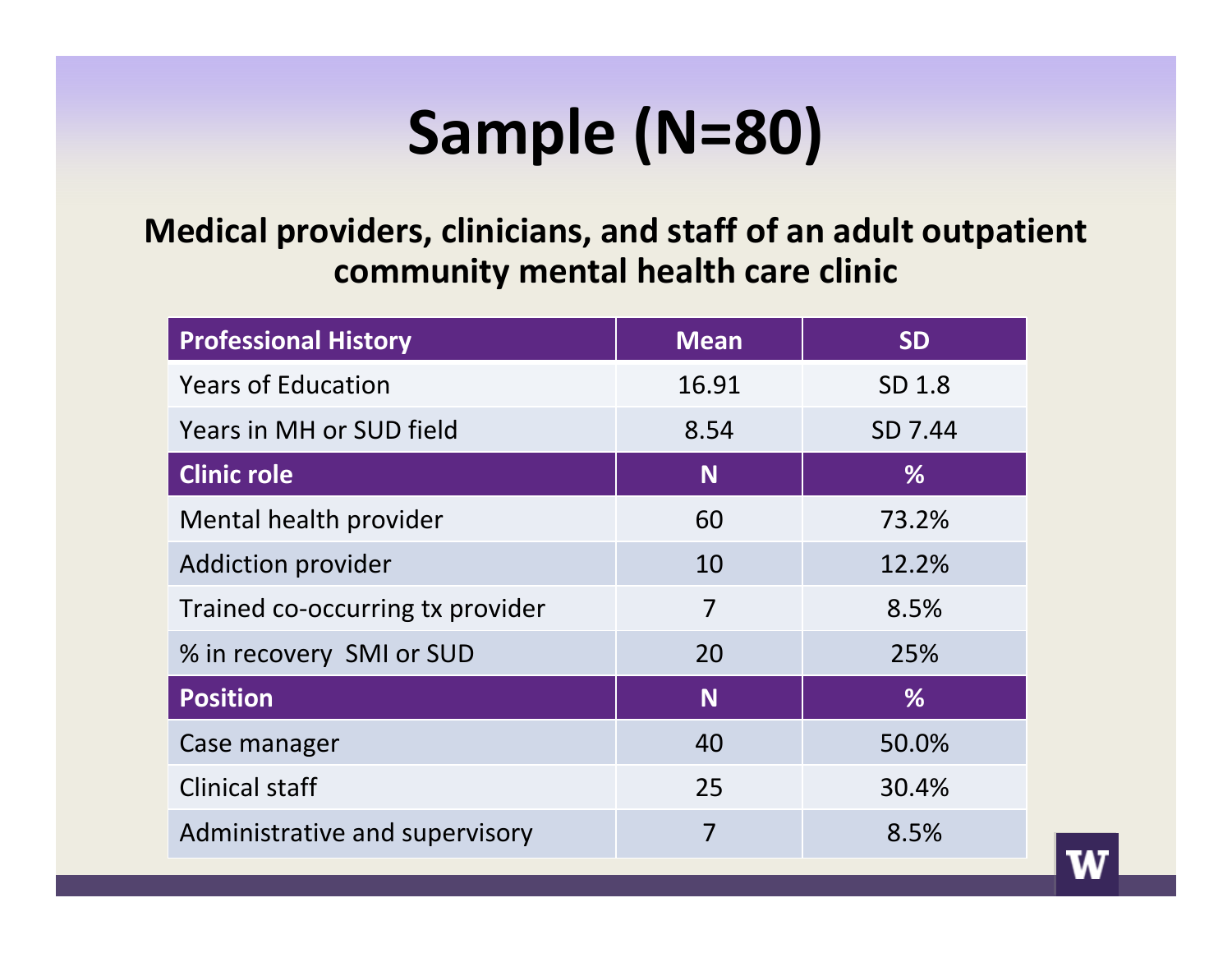# Sample (N=80)

**Medical providers, clinicians, and staff of an adult outpatient community mental health care clinic**

| **Professional History** | **Mean** | **SD** |
|---|---|---|
| Years of Education | 16.91 | SD 1.8 |
| Years in MH or SUD field | 8.54 | SD 7.44 |
| **Clinic role** | **N** | **%** |
| Mental health provider | 60 | 73.2% |
| Addiction provider | 10 | 12.2% |
| Trained co-occurring tx provider | 7 | 8.5% |
| % in recovery SMI or SUD | 20 | 25% |
| **Position** | **N** | **%** |
| Case manager | 40 | 50.0% |
| Clinical staff | 25 | 30.4% |
| Administrative and supervisory | 7 | 8.5% |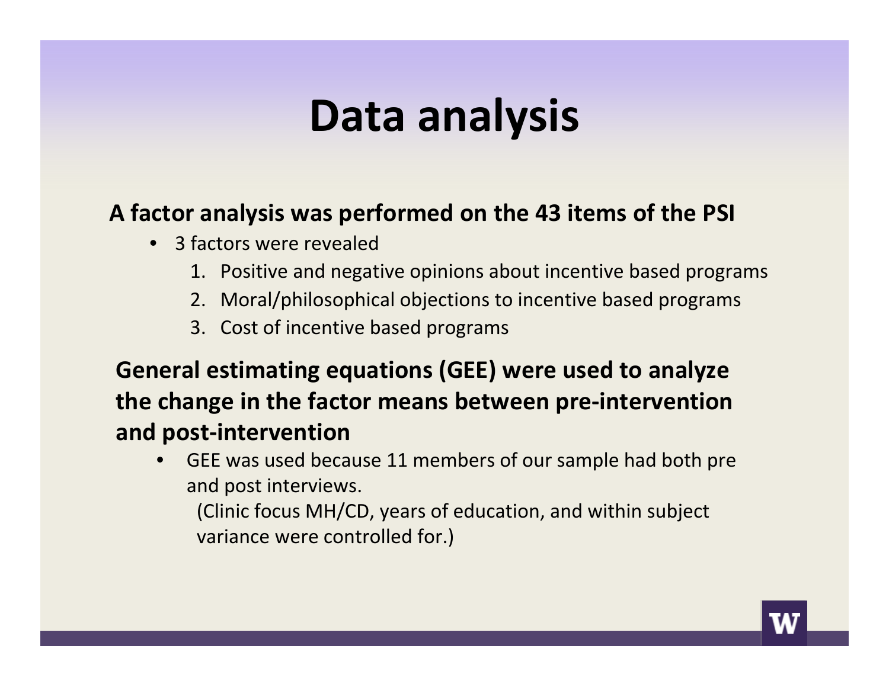# Data analysis

**A factor analysis was performed on the 43 items of the PSI**

- 3 factors were revealed
  1. Positive and negative opinions about incentive based programs
  2. Moral/philosophical objections to incentive based programs
  3. Cost of incentive based programs

**General estimating equations (GEE) were used to analyze the change in the factor means between pre-intervention and post-intervention**

- GEE was used because 11 members of our sample had both pre and post interviews.

  (Clinic focus MH/CD, years of education, and within subject variance were controlled for.)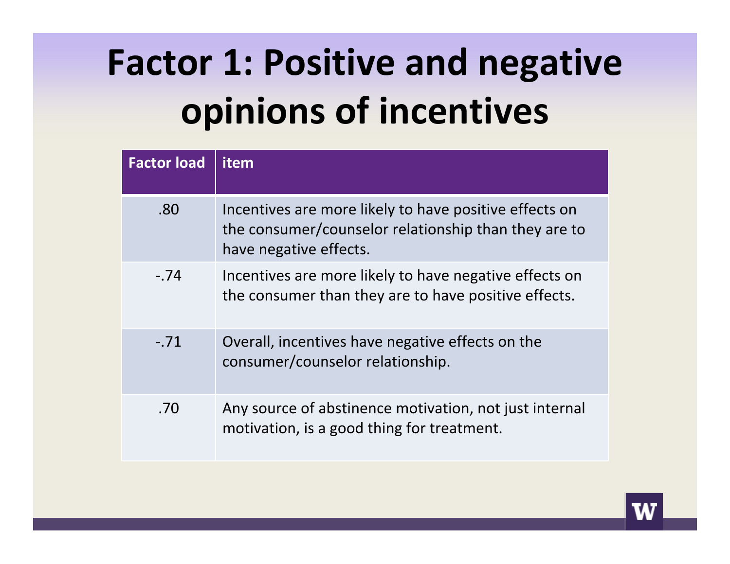# Factor 1: Positive and negative opinions of incentives

| Factor load | item |
| --- | --- |
| .80 | Incentives are more likely to have positive effects on the consumer/counselor relationship than they are to have negative effects. |
| -.74 | Incentives are more likely to have negative effects on the consumer than they are to have positive effects. |
| -.71 | Overall, incentives have negative effects on the consumer/counselor relationship. |
| .70 | Any source of abstinence motivation, not just internal motivation, is a good thing for treatment. |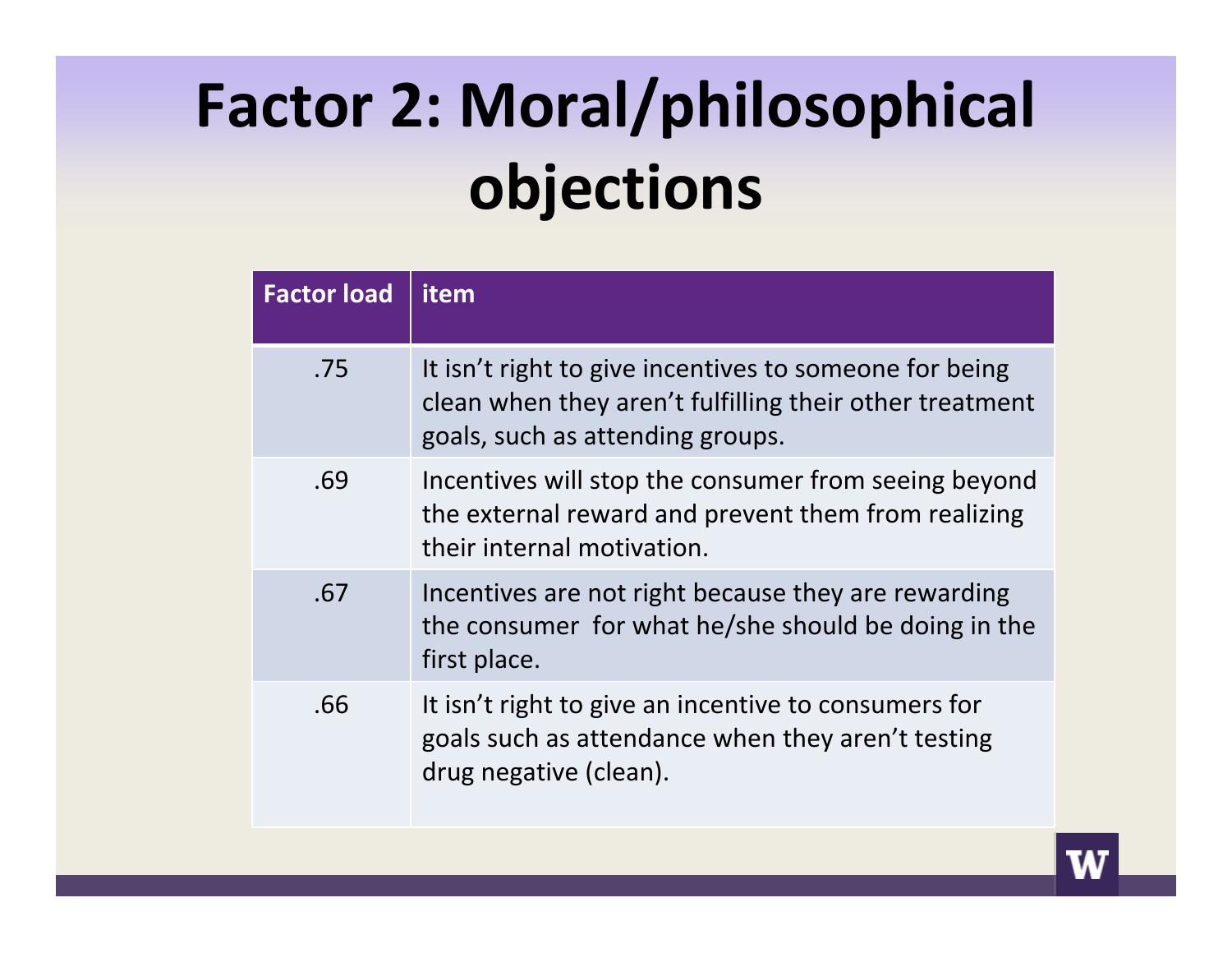# Factor 2: Moral/philosophical objections

| Factor load | item |
| --- | --- |
| .75 | It isn't right to give incentives to someone for being clean when they aren't fulfilling their other treatment goals, such as attending groups. |
| .69 | Incentives will stop the consumer from seeing beyond the external reward and prevent them from realizing their internal motivation. |
| .67 | Incentives are not right because they are rewarding the consumer for what he/she should be doing in the first place. |
| .66 | It isn't right to give an incentive to consumers for goals such as attendance when they aren't testing drug negative (clean). |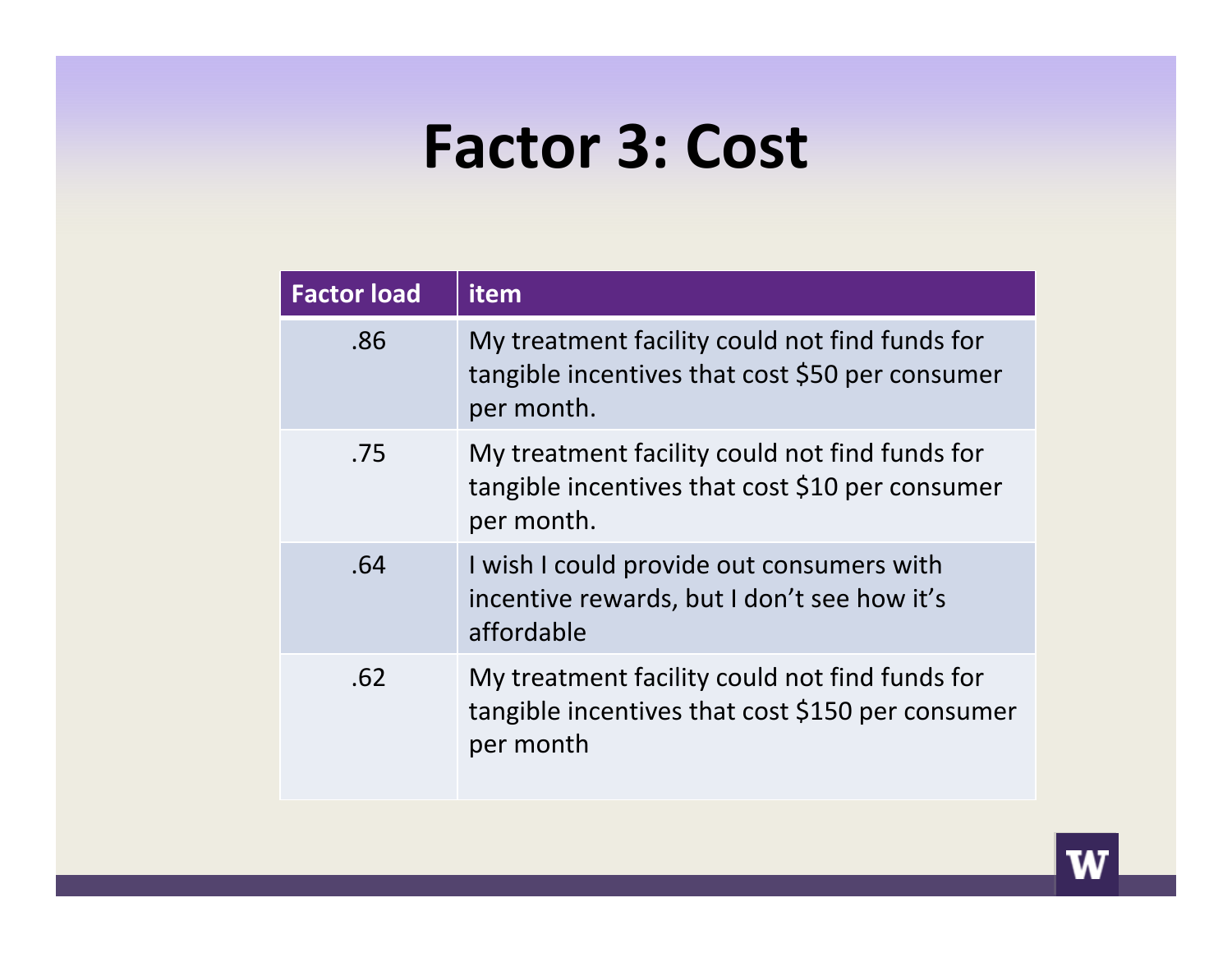# Factor 3: Cost

| Factor load | item |
|---|---|
| .86 | My treatment facility could not find funds for tangible incentives that cost $50 per consumer per month. |
| .75 | My treatment facility could not find funds for tangible incentives that cost $10 per consumer per month. |
| .64 | I wish I could provide out consumers with incentive rewards, but I don't see how it's affordable |
| .62 | My treatment facility could not find funds for tangible incentives that cost $150 per consumer per month |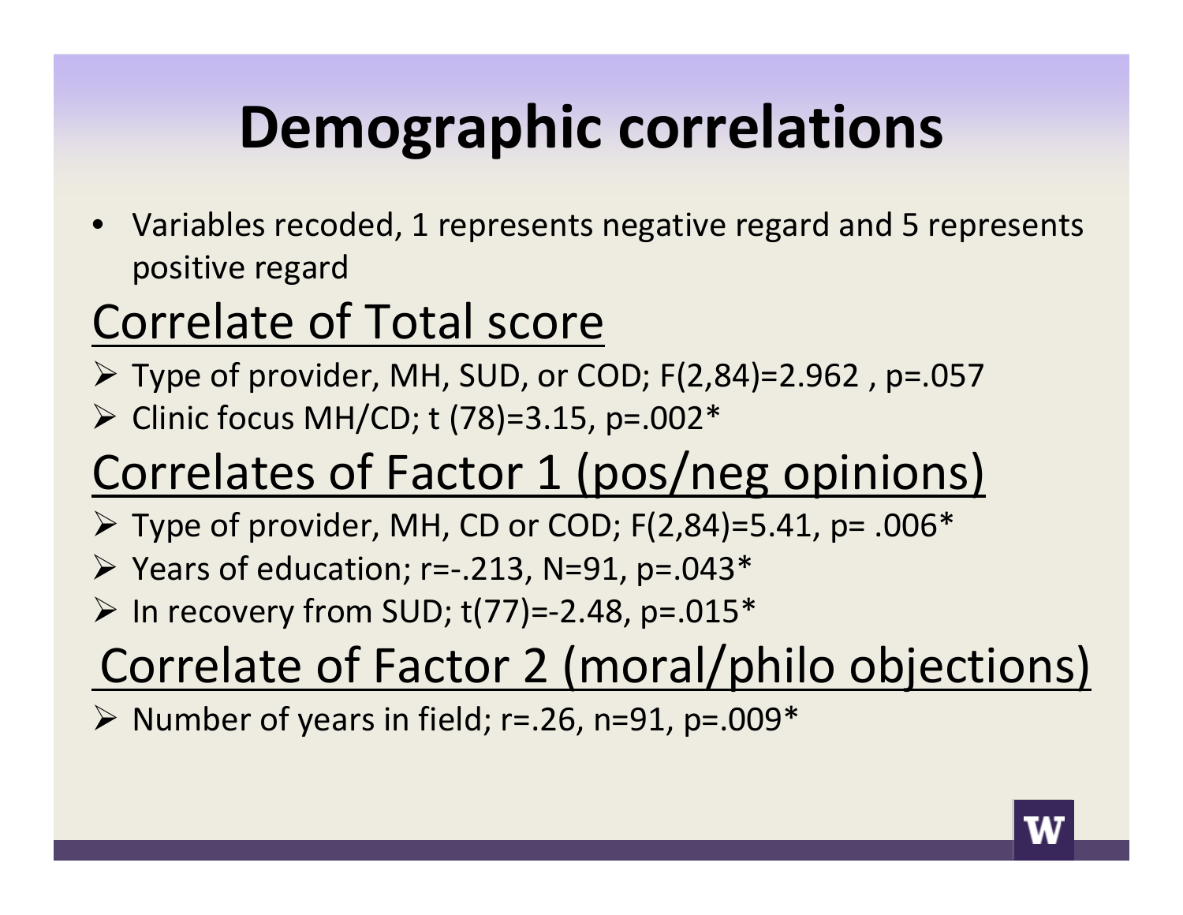# Demographic correlations

- Variables recoded, 1 represents negative regard and 5 represents positive regard

## Correlate of Total score

- Type of provider, MH, SUD, or COD; $F(2,84)=2.962$, $p=.057$
- Clinic focus MH/CD; $t(78)=3.15$, $p=.002$*

## Correlates of Factor 1 (pos/neg opinions)

- Type of provider, MH, CD or COD; $F(2,84)=5.41$, $p=.006$*
- Years of education; $r=-.213$, $N=91$, $p=.043$*
- In recovery from SUD; $t(77)=-2.48$, $p=.015$*

## Correlate of Factor 2 (moral/philo objections)

- Number of years in field; $r=.26$, $n=91$, $p=.009$*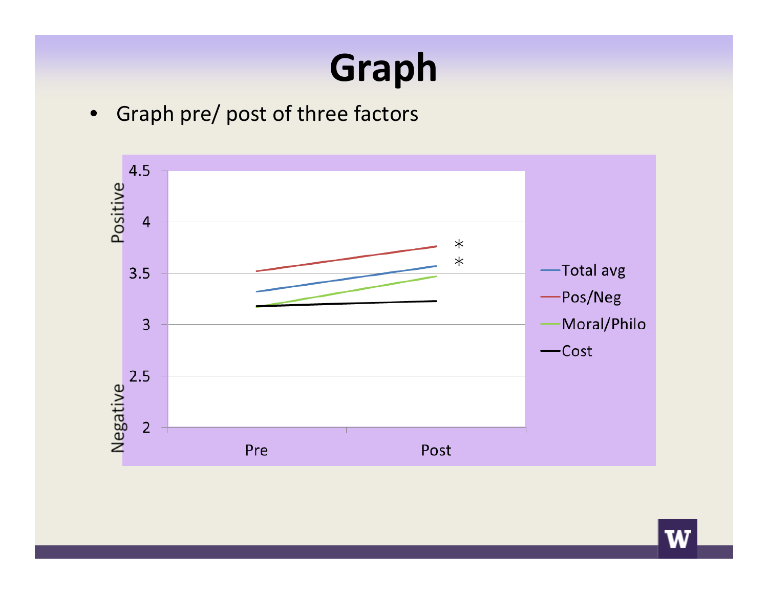# Graph

- Graph pre/ post of three factors

Positive

Negative

4.5

4

3.5

3

2.5

2

Pre

Post

*

*

Total avg

Pos/Neg

Moral/Philo

Cost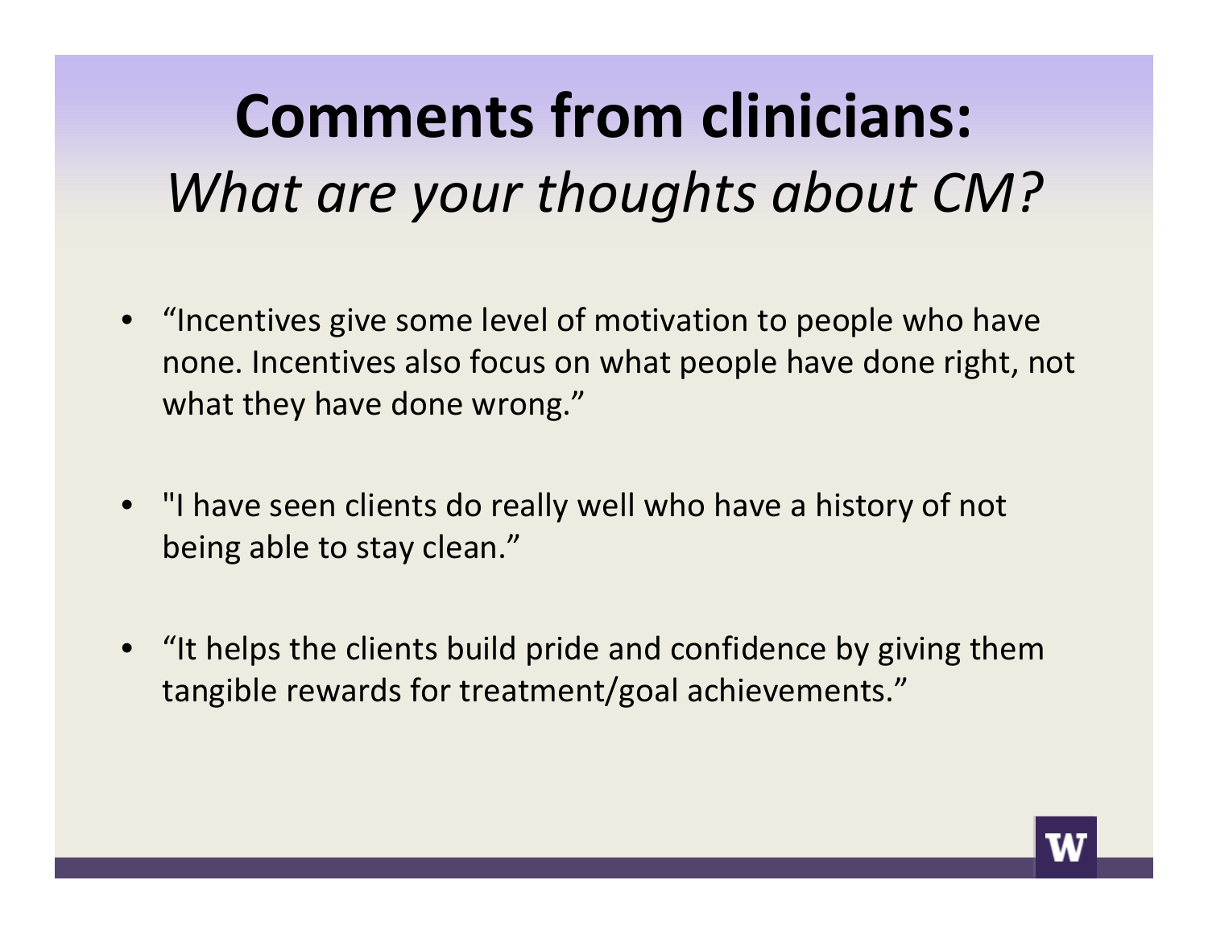# Comments from clinicians:

## *What are your thoughts about CM?*

- "Incentives give some level of motivation to people who have none. Incentives also focus on what people have done right, not what they have done wrong."
- "I have seen clients do really well who have a history of not being able to stay clean."
- "It helps the clients build pride and confidence by giving them tangible rewards for treatment/goal achievements."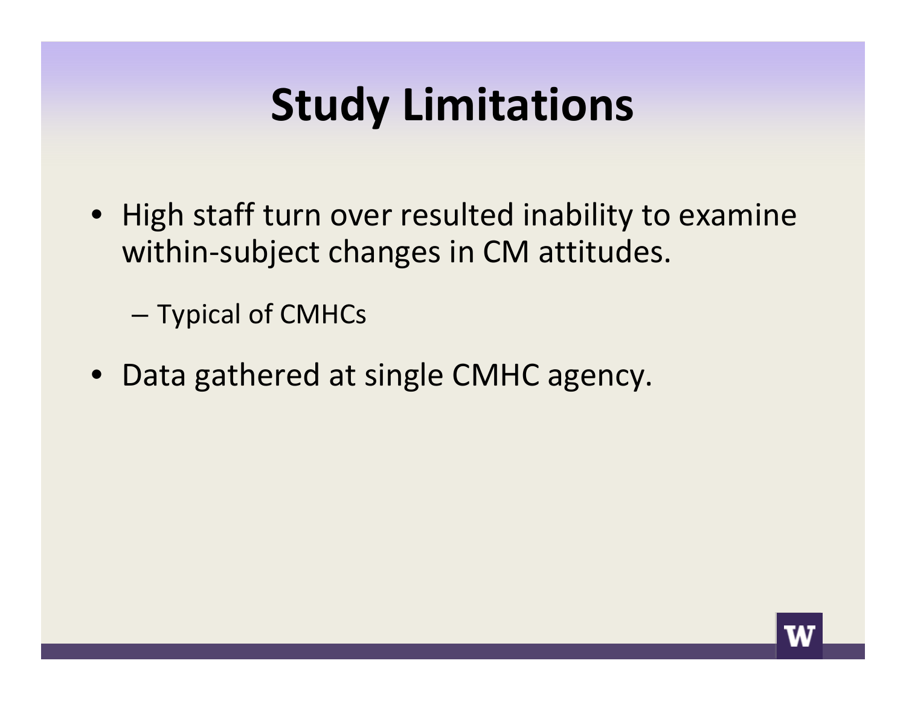# Study Limitations

- High staff turn over resulted inability to examine within-subject changes in CM attitudes.
  - Typical of CMHCs
- Data gathered at single CMHC agency.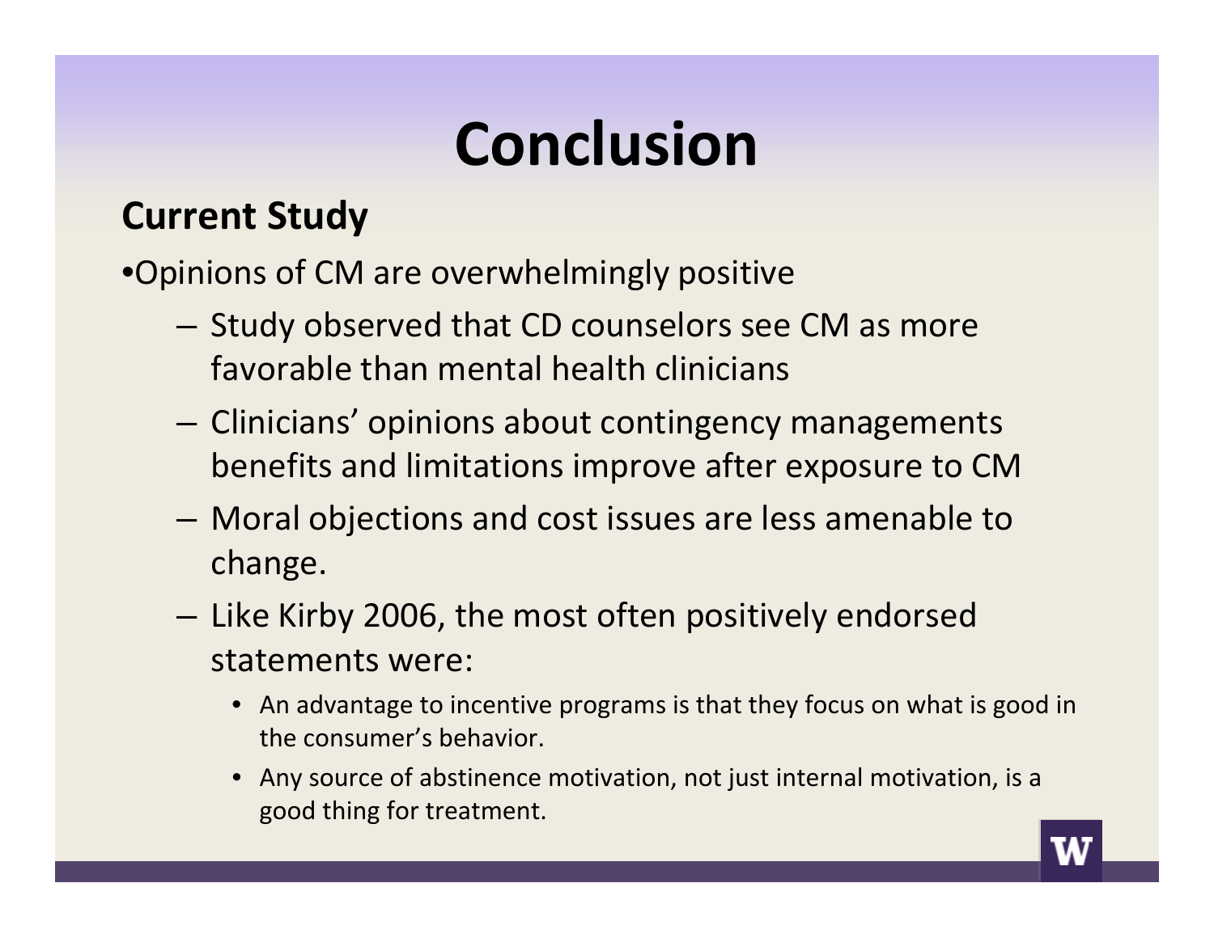# Conclusion

## Current Study

- Opinions of CM are overwhelmingly positive
  - Study observed that CD counselors see CM as more favorable than mental health clinicians
  - Clinicians' opinions about contingency managements benefits and limitations improve after exposure to CM
  - Moral objections and cost issues are less amenable to change.
  - Like Kirby 2006, the most often positively endorsed statements were:
    - An advantage to incentive programs is that they focus on what is good in the consumer's behavior.
    - Any source of abstinence motivation, not just internal motivation, is a good thing for treatment.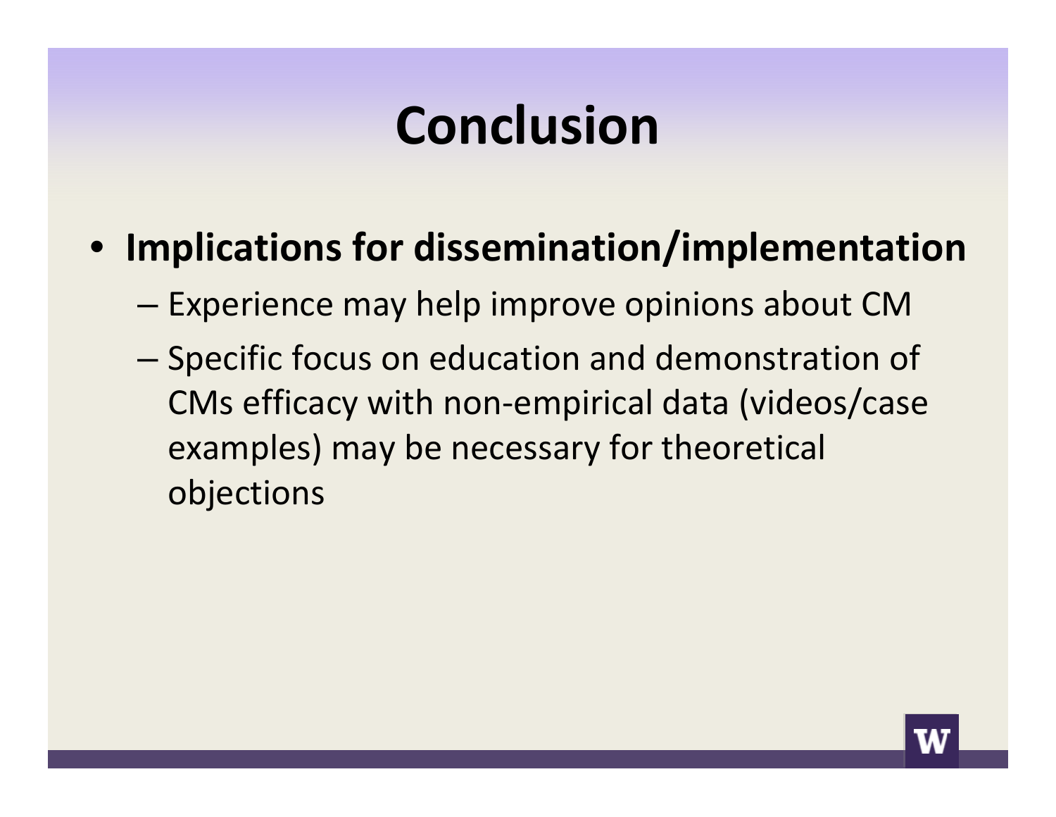# Conclusion

- **Implications for dissemination/implementation**
  - Experience may help improve opinions about CM
  - Specific focus on education and demonstration of CMs efficacy with non-empirical data (videos/case examples) may be necessary for theoretical objections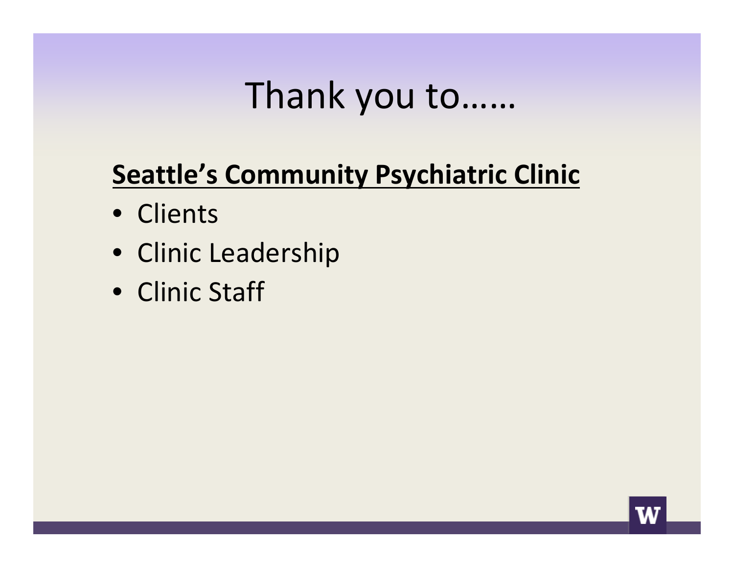# Thank you to……

**<u>Seattle's Community Psychiatric Clinic</u>**

- Clients
- Clinic Leadership
- Clinic Staff